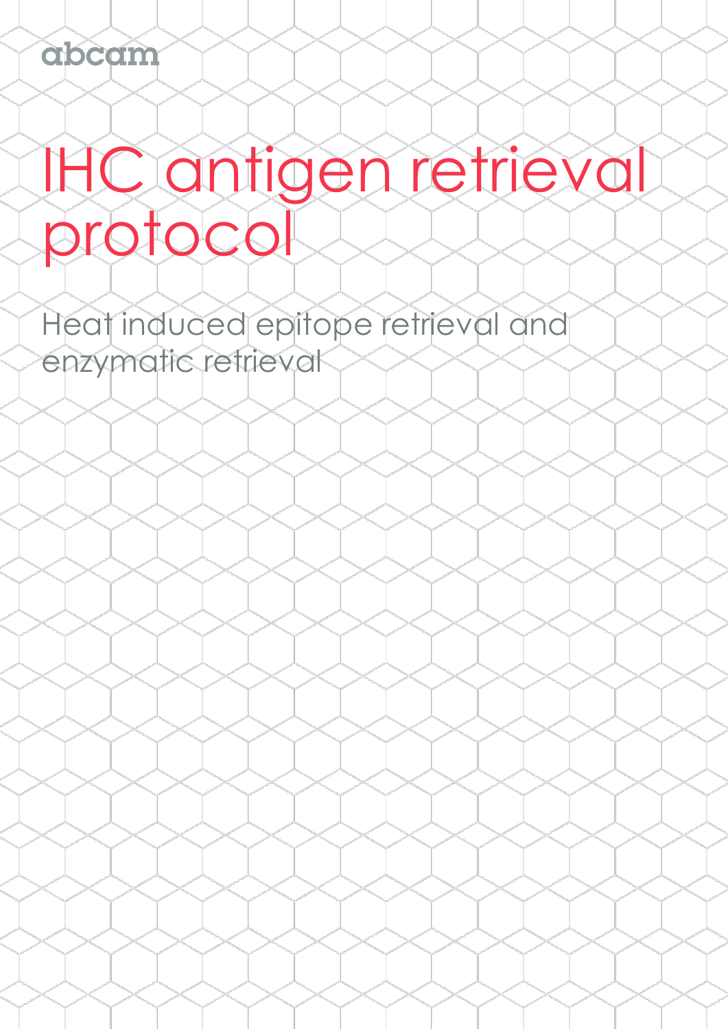abcam

# IHC antigen retrieval protocol

## Heat induced epitope retrieval and enzymatic retrieval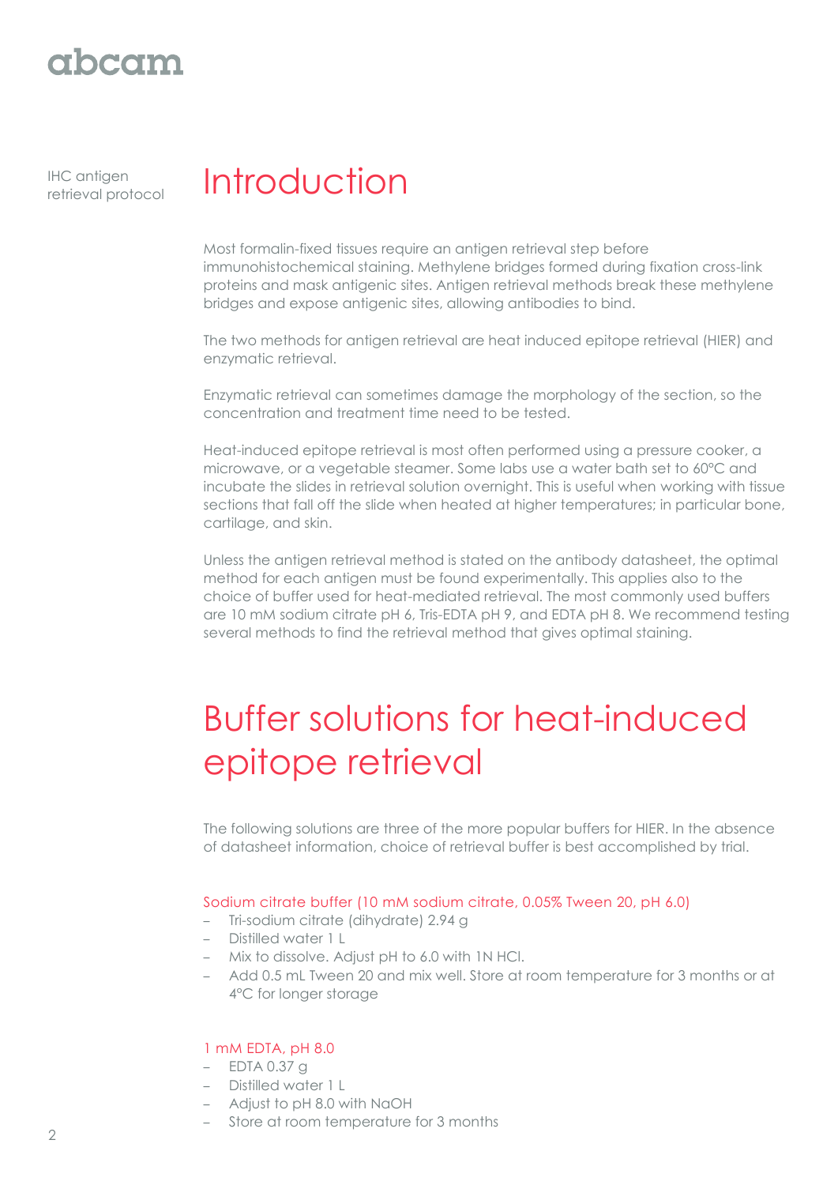IHC antigen retrieval protocol

# Introduction

Most formalin-fixed tissues require an antigen retrieval step before immunohistochemical staining. Methylene bridges formed during fixation cross-link proteins and mask antigenic sites. Antigen retrieval methods break these methylene bridges and expose antigenic sites, allowing antibodies to bind.

The two methods for antigen retrieval are heat induced epitope retrieval (HIER) and enzymatic retrieval.

Enzymatic retrieval can sometimes damage the morphology of the section, so the concentration and treatment time need to be tested.

Heat-induced epitope retrieval is most often performed using a pressure cooker, a microwave, or a vegetable steamer. Some labs use a water bath set to 60°C and incubate the slides in retrieval solution overnight. This is useful when working with tissue sections that fall off the slide when heated at higher temperatures; in particular bone, cartilage, and skin.

Unless the antigen retrieval method is stated on the antibody datasheet, the optimal method for each antigen must be found experimentally. This applies also to the choice of buffer used for heat-mediated retrieval. The most commonly used buffers are 10 mM sodium citrate pH 6, Tris-EDTA pH 9, and EDTA pH 8. We recommend testing several methods to find the retrieval method that gives optimal staining.

# Buffer solutions for heat-induced epitope retrieval

The following solutions are three of the more popular buffers for HIER. In the absence of datasheet information, choice of retrieval buffer is best accomplished by trial.

### Sodium citrate buffer (10 mM sodium citrate, 0.05% Tween 20, pH 6.0)

- Tri-sodium citrate (dihydrate) 2.94 g
- Distilled water 1 L
- Mix to dissolve. Adjust pH to 6.0 with 1N HCl.
- Add 0.5 mL Tween 20 and mix well. Store at room temperature for 3 months or at 4°C for longer storage

### 1 mM EDTA, pH 8.0

- EDTA 0.37 g
- Distilled water 1 L
- Adjust to pH 8.0 with NaOH
- Store at room temperature for 3 months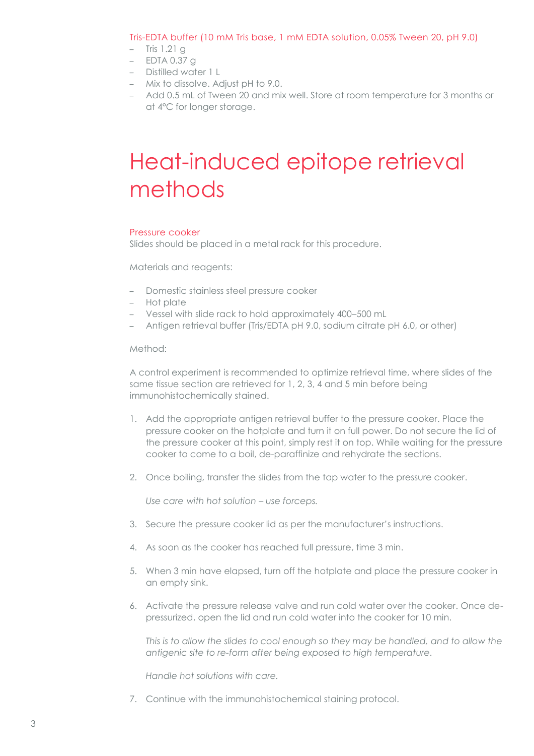### Tris-EDTA buffer (10 mM Tris base, 1 mM EDTA solution, 0.05% Tween 20, pH 9.0)

- Tris 1.21 g
- EDTA 0.37 g
- Distilled water 1 L
- Mix to dissolve. Adjust pH to 9.0.
- Add 0.5 mL of Tween 20 and mix well. Store at room temperature for 3 months or at 4°C for longer storage.

# Heat-induced epitope retrieval methods

### Pressure cooker

Slides should be placed in a metal rack for this procedure.

Materials and reagents:

- Domestic stainless steel pressure cooker
- Hot plate
- Vessel with slide rack to hold approximately 400–500 mL
- Antigen retrieval buffer (Tris/EDTA pH 9.0, sodium citrate pH 6.0, or other)

Method:

A control experiment is recommended to optimize retrieval time, where slides of the same tissue section are retrieved for 1, 2, 3, 4 and 5 min before being immunohistochemically stained.

1. Add the appropriate antigen retrieval buffer to the pressure cooker. Place the pressure cooker on the hotplate and turn it on full power. Do not secure the lid of the pressure cooker at this point, simply rest it on top. While waiting for the pressure cooker to come to a boil, de-paraffinize and rehydrate the sections.

2. Once boiling, transfer the slides from the tap water to the pressure cooker.

   *Use care with hot solution – use forceps.*

3. Secure the pressure cooker lid as per the manufacturer's instructions.

4. As soon as the cooker has reached full pressure, time 3 min.

5. When 3 min have elapsed, turn off the hotplate and place the pressure cooker in an empty sink.

6. Activate the pressure release valve and run cold water over the cooker. Once de-pressurized, open the lid and run cold water into the cooker for 10 min.

   *This is to allow the slides to cool enough so they may be handled, and to allow the antigenic site to re-form after being exposed to high temperature.*

   *Handle hot solutions with care.*

7. Continue with the immunohistochemical staining protocol.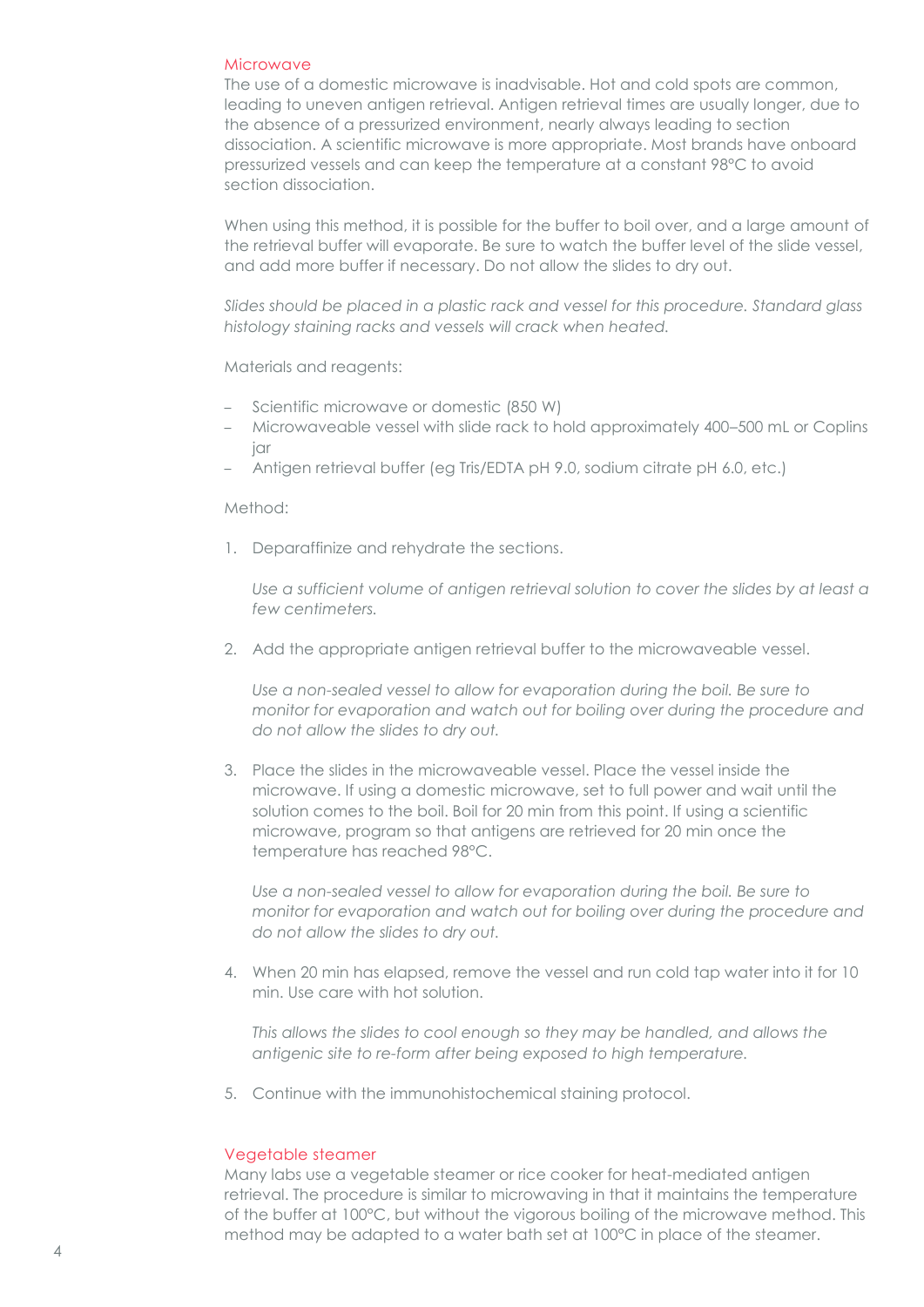## Microwave

The use of a domestic microwave is inadvisable. Hot and cold spots are common, leading to uneven antigen retrieval. Antigen retrieval times are usually longer, due to the absence of a pressurized environment, nearly always leading to section dissociation. A scientific microwave is more appropriate. Most brands have onboard pressurized vessels and can keep the temperature at a constant 98°C to avoid section dissociation.

When using this method, it is possible for the buffer to boil over, and a large amount of the retrieval buffer will evaporate. Be sure to watch the buffer level of the slide vessel, and add more buffer if necessary. Do not allow the slides to dry out.

*Slides should be placed in a plastic rack and vessel for this procedure. Standard glass histology staining racks and vessels will crack when heated.*

Materials and reagents:

- Scientific microwave or domestic (850 W)
- Microwaveable vessel with slide rack to hold approximately 400–500 mL or Coplins jar
- Antigen retrieval buffer (eg Tris/EDTA pH 9.0, sodium citrate pH 6.0, etc.)

Method:

1. Deparaffinize and rehydrate the sections.

   *Use a sufficient volume of antigen retrieval solution to cover the slides by at least a few centimeters.*

2. Add the appropriate antigen retrieval buffer to the microwaveable vessel.

   *Use a non-sealed vessel to allow for evaporation during the boil. Be sure to monitor for evaporation and watch out for boiling over during the procedure and do not allow the slides to dry out.*

3. Place the slides in the microwaveable vessel. Place the vessel inside the microwave. If using a domestic microwave, set to full power and wait until the solution comes to the boil. Boil for 20 min from this point. If using a scientific microwave, program so that antigens are retrieved for 20 min once the temperature has reached 98°C.

   *Use a non-sealed vessel to allow for evaporation during the boil. Be sure to monitor for evaporation and watch out for boiling over during the procedure and do not allow the slides to dry out.*

4. When 20 min has elapsed, remove the vessel and run cold tap water into it for 10 min. Use care with hot solution.

   *This allows the slides to cool enough so they may be handled, and allows the antigenic site to re-form after being exposed to high temperature.*

5. Continue with the immunohistochemical staining protocol.

## Vegetable steamer

Many labs use a vegetable steamer or rice cooker for heat-mediated antigen retrieval. The procedure is similar to microwaving in that it maintains the temperature of the buffer at 100°C, but without the vigorous boiling of the microwave method. This method may be adapted to a water bath set at 100°C in place of the steamer.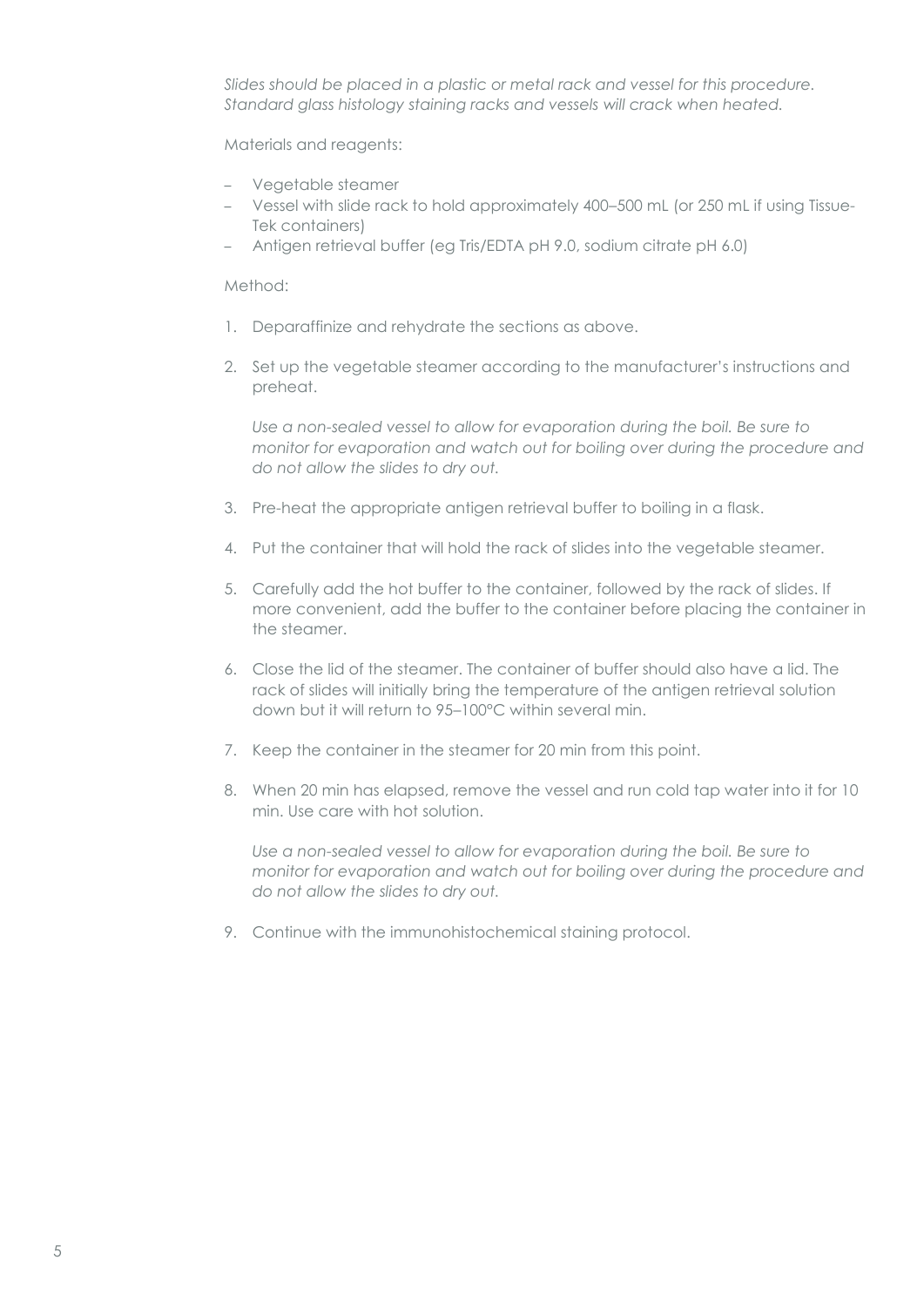*Slides should be placed in a plastic or metal rack and vessel for this procedure. Standard glass histology staining racks and vessels will crack when heated.*

Materials and reagents:

- Vegetable steamer
- Vessel with slide rack to hold approximately 400–500 mL (or 250 mL if using Tissue-Tek containers)
- Antigen retrieval buffer (eg Tris/EDTA pH 9.0, sodium citrate pH 6.0)

Method:

1. Deparaffinize and rehydrate the sections as above.
2. Set up the vegetable steamer according to the manufacturer's instructions and preheat.

   *Use a non-sealed vessel to allow for evaporation during the boil. Be sure to monitor for evaporation and watch out for boiling over during the procedure and do not allow the slides to dry out.*

3. Pre-heat the appropriate antigen retrieval buffer to boiling in a flask.
4. Put the container that will hold the rack of slides into the vegetable steamer.
5. Carefully add the hot buffer to the container, followed by the rack of slides. If more convenient, add the buffer to the container before placing the container in the steamer.
6. Close the lid of the steamer. The container of buffer should also have a lid. The rack of slides will initially bring the temperature of the antigen retrieval solution down but it will return to 95–100°C within several min.
7. Keep the container in the steamer for 20 min from this point.
8. When 20 min has elapsed, remove the vessel and run cold tap water into it for 10 min. Use care with hot solution.

   *Use a non-sealed vessel to allow for evaporation during the boil. Be sure to monitor for evaporation and watch out for boiling over during the procedure and do not allow the slides to dry out.*

9. Continue with the immunohistochemical staining protocol.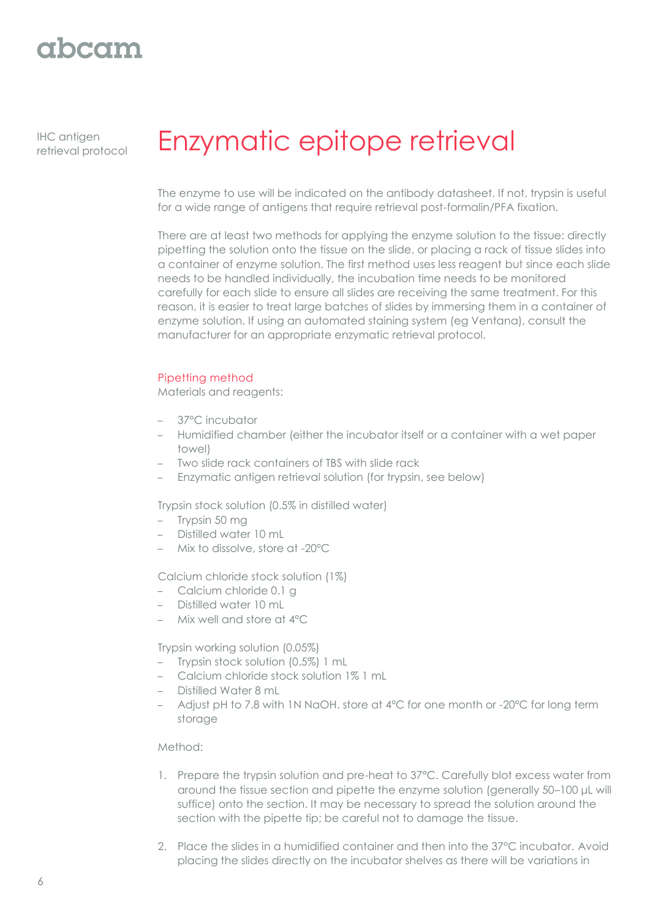IHC antigen retrieval protocol

# Enzymatic epitope retrieval

The enzyme to use will be indicated on the antibody datasheet. If not, trypsin is useful for a wide range of antigens that require retrieval post-formalin/PFA fixation.

There are at least two methods for applying the enzyme solution to the tissue: directly pipetting the solution onto the tissue on the slide, or placing a rack of tissue slides into a container of enzyme solution. The first method uses less reagent but since each slide needs to be handled individually, the incubation time needs to be monitored carefully for each slide to ensure all slides are receiving the same treatment. For this reason, it is easier to treat large batches of slides by immersing them in a container of enzyme solution. If using an automated staining system (eg Ventana), consult the manufacturer for an appropriate enzymatic retrieval protocol.

## Pipetting method

Materials and reagents:

- 37°C incubator
- Humidified chamber (either the incubator itself or a container with a wet paper towel)
- Two slide rack containers of TBS with slide rack
- Enzymatic antigen retrieval solution (for trypsin, see below)

Trypsin stock solution (0.5% in distilled water)
- Trypsin 50 mg
- Distilled water 10 mL
- Mix to dissolve, store at -20°C

Calcium chloride stock solution (1%)
- Calcium chloride 0.1 g
- Distilled water 10 mL
- Mix well and store at 4°C

Trypsin working solution (0.05%)
- Trypsin stock solution (0.5%) 1 mL
- Calcium chloride stock solution 1% 1 mL
- Distilled Water 8 mL
- Adjust pH to 7.8 with 1N NaOH. store at 4°C for one month or -20°C for long term storage

Method:

1. Prepare the trypsin solution and pre-heat to 37°C. Carefully blot excess water from around the tissue section and pipette the enzyme solution (generally 50–100 µL will suffice) onto the section. It may be necessary to spread the solution around the section with the pipette tip; be careful not to damage the tissue.

2. Place the slides in a humidified container and then into the 37°C incubator. Avoid placing the slides directly on the incubator shelves as there will be variations in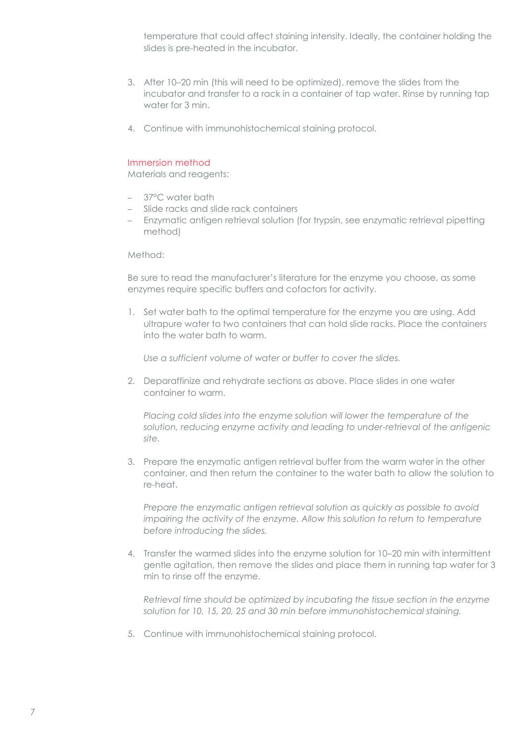temperature that could affect staining intensity. Ideally, the container holding the slides is pre-heated in the incubator.

3. After 10–20 min (this will need to be optimized), remove the slides from the incubator and transfer to a rack in a container of tap water. Rinse by running tap water for 3 min.

4. Continue with immunohistochemical staining protocol.

### Immersion method

Materials and reagents:

- 37°C water bath
- Slide racks and slide rack containers
- Enzymatic antigen retrieval solution (for trypsin, see enzymatic retrieval pipetting method)

Method:

Be sure to read the manufacturer's literature for the enzyme you choose, as some enzymes require specific buffers and cofactors for activity.

1. Set water bath to the optimal temperature for the enzyme you are using. Add ultrapure water to two containers that can hold slide racks. Place the containers into the water bath to warm.

   *Use a sufficient volume of water or buffer to cover the slides.*

2. Deparaffinize and rehydrate sections as above. Place slides in one water container to warm.

   *Placing cold slides into the enzyme solution will lower the temperature of the solution, reducing enzyme activity and leading to under-retrieval of the antigenic site.*

3. Prepare the enzymatic antigen retrieval buffer from the warm water in the other container, and then return the container to the water bath to allow the solution to re-heat.

   *Prepare the enzymatic antigen retrieval solution as quickly as possible to avoid impairing the activity of the enzyme. Allow this solution to return to temperature before introducing the slides.*

4. Transfer the warmed slides into the enzyme solution for 10–20 min with intermittent gentle agitation, then remove the slides and place them in running tap water for 3 min to rinse off the enzyme.

   *Retrieval time should be optimized by incubating the tissue section in the enzyme solution for 10, 15, 20, 25 and 30 min before immunohistochemical staining.*

5. Continue with immunohistochemical staining protocol.